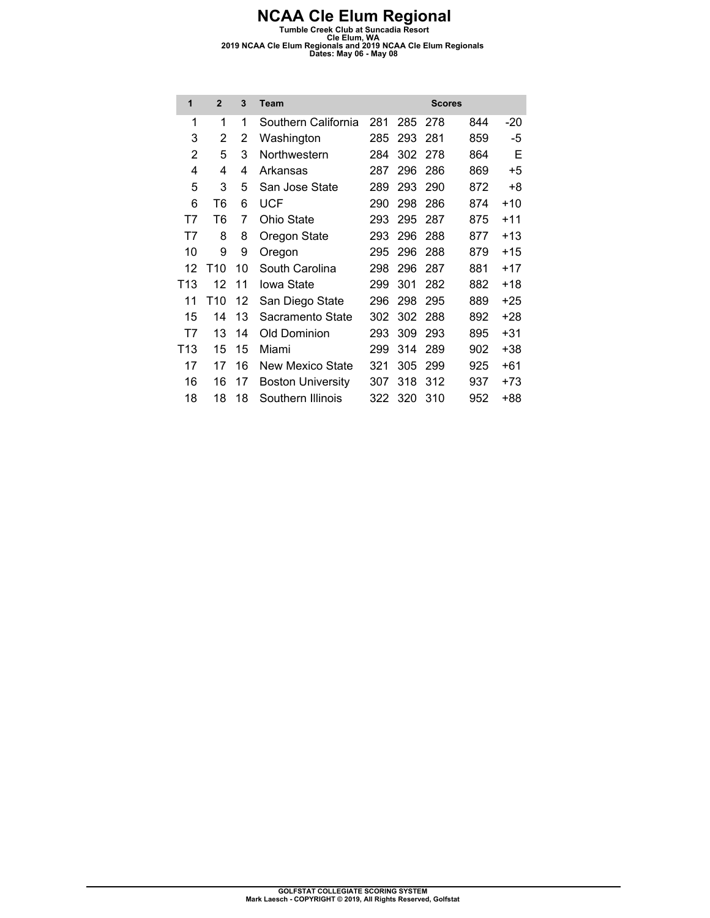# NCAA Cle Elum Regional

**Tumble Creek Club at Suncadia Resort**
**Cle Elum, WA**
**2019 NCAA Cle Elum Regionals and 2019 NCAA Cle Elum Regionals**
**Dates: May 06 - May 08**

| 1 | 2 | 3 | Team | Scores | | | | |
|---|---|---|---|---|---|---|---|---|
| 1 | 1 | 1 | Southern California | 281 | 285 | 278 | 844 | -20 |
| 3 | 2 | 2 | Washington | 285 | 293 | 281 | 859 | -5 |
| 2 | 5 | 3 | Northwestern | 284 | 302 | 278 | 864 | E |
| 4 | 4 | 4 | Arkansas | 287 | 296 | 286 | 869 | +5 |
| 5 | 3 | 5 | San Jose State | 289 | 293 | 290 | 872 | +8 |
| 6 | T6 | 6 | UCF | 290 | 298 | 286 | 874 | +10 |
| T7 | T6 | 7 | Ohio State | 293 | 295 | 287 | 875 | +11 |
| T7 | 8 | 8 | Oregon State | 293 | 296 | 288 | 877 | +13 |
| 10 | 9 | 9 | Oregon | 295 | 296 | 288 | 879 | +15 |
| 12 | T10 | 10 | South Carolina | 298 | 296 | 287 | 881 | +17 |
| T13 | 12 | 11 | Iowa State | 299 | 301 | 282 | 882 | +18 |
| 11 | T10 | 12 | San Diego State | 296 | 298 | 295 | 889 | +25 |
| 15 | 14 | 13 | Sacramento State | 302 | 302 | 288 | 892 | +28 |
| T7 | 13 | 14 | Old Dominion | 293 | 309 | 293 | 895 | +31 |
| T13 | 15 | 15 | Miami | 299 | 314 | 289 | 902 | +38 |
| 17 | 17 | 16 | New Mexico State | 321 | 305 | 299 | 925 | +61 |
| 16 | 16 | 17 | Boston University | 307 | 318 | 312 | 937 | +73 |
| 18 | 18 | 18 | Southern Illinois | 322 | 320 | 310 | 952 | +88 |

**GOLFSTAT COLLEGIATE SCORING SYSTEM**
**Mark Laesch - COPYRIGHT © 2019, All Rights Reserved, Golfstat**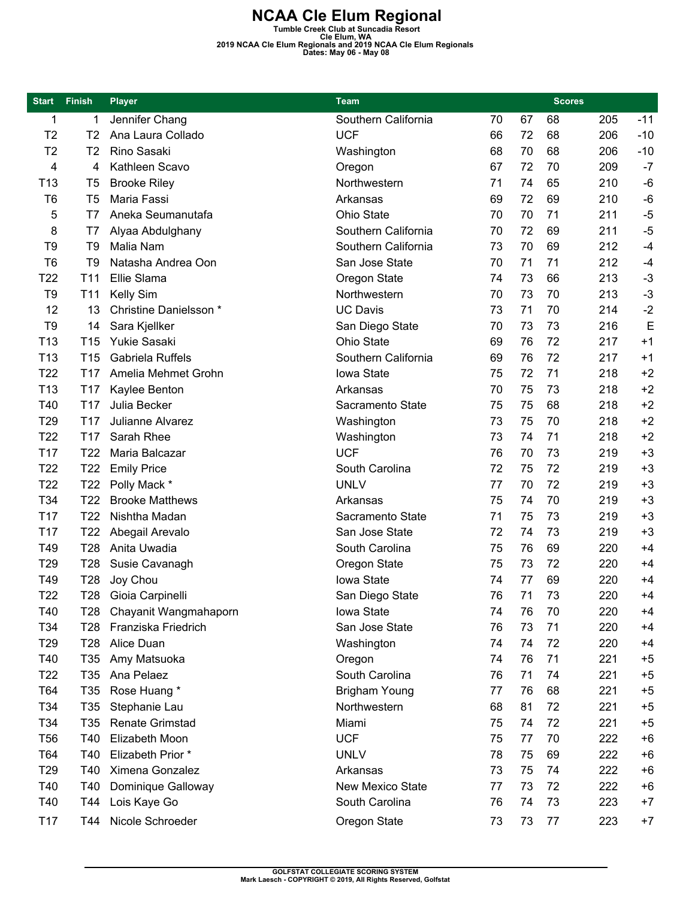# NCAA Cle Elum Regional

**Tumble Creek Club at Suncadia Resort**
**Cle Elum, WA**
**2019 NCAA Cle Elum Regionals and 2019 NCAA Cle Elum Regionals**
**Dates: May 06 - May 08**

| Start | Finish | Player | Team | Scores | | | | |
|---|---|---|---|---|---|---|---|---|
| 1 | 1 | Jennifer Chang | Southern California | 70 | 67 | 68 | 205 | -11 |
| T2 | T2 | Ana Laura Collado | UCF | 66 | 72 | 68 | 206 | -10 |
| T2 | T2 | Rino Sasaki | Washington | 68 | 70 | 68 | 206 | -10 |
| 4 | 4 | Kathleen Scavo | Oregon | 67 | 72 | 70 | 209 | -7 |
| T13 | T5 | Brooke Riley | Northwestern | 71 | 74 | 65 | 210 | -6 |
| T6 | T5 | Maria Fassi | Arkansas | 69 | 72 | 69 | 210 | -6 |
| 5 | T7 | Aneka Seumanutafa | Ohio State | 70 | 70 | 71 | 211 | -5 |
| 8 | T7 | Alyaa Abdulghany | Southern California | 70 | 72 | 69 | 211 | -5 |
| T9 | T9 | Malia Nam | Southern California | 73 | 70 | 69 | 212 | -4 |
| T6 | T9 | Natasha Andrea Oon | San Jose State | 70 | 71 | 71 | 212 | -4 |
| T22 | T11 | Ellie Slama | Oregon State | 74 | 73 | 66 | 213 | -3 |
| T9 | T11 | Kelly Sim | Northwestern | 70 | 73 | 70 | 213 | -3 |
| 12 | 13 | Christine Danielsson * | UC Davis | 73 | 71 | 70 | 214 | -2 |
| T9 | 14 | Sara Kjellker | San Diego State | 70 | 73 | 73 | 216 | E |
| T13 | T15 | Yukie Sasaki | Ohio State | 69 | 76 | 72 | 217 | +1 |
| T13 | T15 | Gabriela Ruffels | Southern California | 69 | 76 | 72 | 217 | +1 |
| T22 | T17 | Amelia Mehmet Grohn | Iowa State | 75 | 72 | 71 | 218 | +2 |
| T13 | T17 | Kaylee Benton | Arkansas | 70 | 75 | 73 | 218 | +2 |
| T40 | T17 | Julia Becker | Sacramento State | 75 | 75 | 68 | 218 | +2 |
| T29 | T17 | Julianne Alvarez | Washington | 73 | 75 | 70 | 218 | +2 |
| T22 | T17 | Sarah Rhee | Washington | 73 | 74 | 71 | 218 | +2 |
| T17 | T22 | Maria Balcazar | UCF | 76 | 70 | 73 | 219 | +3 |
| T22 | T22 | Emily Price | South Carolina | 72 | 75 | 72 | 219 | +3 |
| T22 | T22 | Polly Mack * | UNLV | 77 | 70 | 72 | 219 | +3 |
| T34 | T22 | Brooke Matthews | Arkansas | 75 | 74 | 70 | 219 | +3 |
| T17 | T22 | Nishtha Madan | Sacramento State | 71 | 75 | 73 | 219 | +3 |
| T17 | T22 | Abegail Arevalo | San Jose State | 72 | 74 | 73 | 219 | +3 |
| T49 | T28 | Anita Uwadia | South Carolina | 75 | 76 | 69 | 220 | +4 |
| T29 | T28 | Susie Cavanagh | Oregon State | 75 | 73 | 72 | 220 | +4 |
| T49 | T28 | Joy Chou | Iowa State | 74 | 77 | 69 | 220 | +4 |
| T22 | T28 | Gioia Carpinelli | San Diego State | 76 | 71 | 73 | 220 | +4 |
| T40 | T28 | Chayanit Wangmahaporn | Iowa State | 74 | 76 | 70 | 220 | +4 |
| T34 | T28 | Franziska Friedrich | San Jose State | 76 | 73 | 71 | 220 | +4 |
| T29 | T28 | Alice Duan | Washington | 74 | 74 | 72 | 220 | +4 |
| T40 | T35 | Amy Matsuoka | Oregon | 74 | 76 | 71 | 221 | +5 |
| T22 | T35 | Ana Pelaez | South Carolina | 76 | 71 | 74 | 221 | +5 |
| T64 | T35 | Rose Huang * | Brigham Young | 77 | 76 | 68 | 221 | +5 |
| T34 | T35 | Stephanie Lau | Northwestern | 68 | 81 | 72 | 221 | +5 |
| T34 | T35 | Renate Grimstad | Miami | 75 | 74 | 72 | 221 | +5 |
| T56 | T40 | Elizabeth Moon | UCF | 75 | 77 | 70 | 222 | +6 |
| T64 | T40 | Elizabeth Prior * | UNLV | 78 | 75 | 69 | 222 | +6 |
| T29 | T40 | Ximena Gonzalez | Arkansas | 73 | 75 | 74 | 222 | +6 |
| T40 | T40 | Dominique Galloway | New Mexico State | 77 | 73 | 72 | 222 | +6 |
| T40 | T44 | Lois Kaye Go | South Carolina | 76 | 74 | 73 | 223 | +7 |
| T17 | T44 | Nicole Schroeder | Oregon State | 73 | 73 | 77 | 223 | +7 |

GOLFSTAT COLLEGIATE SCORING SYSTEM
Mark Laesch - COPYRIGHT © 2019, All Rights Reserved, Golfstat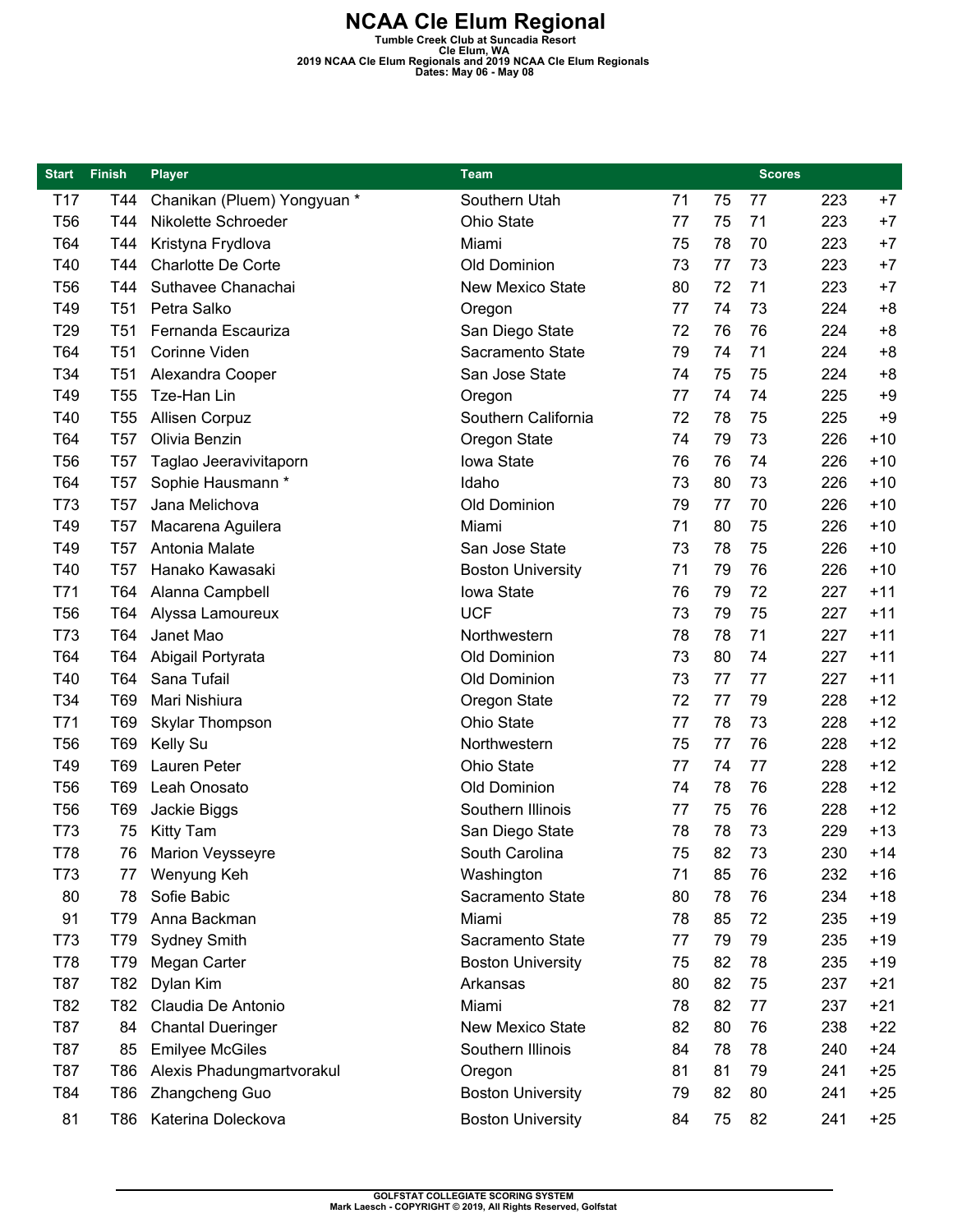# NCAA Cle Elum Regional

**Tumble Creek Club at Suncadia Resort**
**Cle Elum, WA**
**2019 NCAA Cle Elum Regionals and 2019 NCAA Cle Elum Regionals**
**Dates: May 06 - May 08**

| Start | Finish | Player | Team | Scores | | | | |
|---|---|---|---|---|---|---|---|---|
| T17 | T44 | Chanikan (Pluem) Yongyuan * | Southern Utah | 71 | 75 | 77 | 223 | +7 |
| T56 | T44 | Nikolette Schroeder | Ohio State | 77 | 75 | 71 | 223 | +7 |
| T64 | T44 | Kristyna Frydlova | Miami | 75 | 78 | 70 | 223 | +7 |
| T40 | T44 | Charlotte De Corte | Old Dominion | 73 | 77 | 73 | 223 | +7 |
| T56 | T44 | Suthavee Chanachai | New Mexico State | 80 | 72 | 71 | 223 | +7 |
| T49 | T51 | Petra Salko | Oregon | 77 | 74 | 73 | 224 | +8 |
| T29 | T51 | Fernanda Escauriza | San Diego State | 72 | 76 | 76 | 224 | +8 |
| T64 | T51 | Corinne Viden | Sacramento State | 79 | 74 | 71 | 224 | +8 |
| T34 | T51 | Alexandra Cooper | San Jose State | 74 | 75 | 75 | 224 | +8 |
| T49 | T55 | Tze-Han Lin | Oregon | 77 | 74 | 74 | 225 | +9 |
| T40 | T55 | Allisen Corpuz | Southern California | 72 | 78 | 75 | 225 | +9 |
| T64 | T57 | Olivia Benzin | Oregon State | 74 | 79 | 73 | 226 | +10 |
| T56 | T57 | Taglao Jeeravivitaporn | Iowa State | 76 | 76 | 74 | 226 | +10 |
| T64 | T57 | Sophie Hausmann * | Idaho | 73 | 80 | 73 | 226 | +10 |
| T73 | T57 | Jana Melichova | Old Dominion | 79 | 77 | 70 | 226 | +10 |
| T49 | T57 | Macarena Aguilera | Miami | 71 | 80 | 75 | 226 | +10 |
| T49 | T57 | Antonia Malate | San Jose State | 73 | 78 | 75 | 226 | +10 |
| T40 | T57 | Hanako Kawasaki | Boston University | 71 | 79 | 76 | 226 | +10 |
| T71 | T64 | Alanna Campbell | Iowa State | 76 | 79 | 72 | 227 | +11 |
| T56 | T64 | Alyssa Lamoureux | UCF | 73 | 79 | 75 | 227 | +11 |
| T73 | T64 | Janet Mao | Northwestern | 78 | 78 | 71 | 227 | +11 |
| T64 | T64 | Abigail Portyrata | Old Dominion | 73 | 80 | 74 | 227 | +11 |
| T40 | T64 | Sana Tufail | Old Dominion | 73 | 77 | 77 | 227 | +11 |
| T34 | T69 | Mari Nishiura | Oregon State | 72 | 77 | 79 | 228 | +12 |
| T71 | T69 | Skylar Thompson | Ohio State | 77 | 78 | 73 | 228 | +12 |
| T56 | T69 | Kelly Su | Northwestern | 75 | 77 | 76 | 228 | +12 |
| T49 | T69 | Lauren Peter | Ohio State | 77 | 74 | 77 | 228 | +12 |
| T56 | T69 | Leah Onosato | Old Dominion | 74 | 78 | 76 | 228 | +12 |
| T56 | T69 | Jackie Biggs | Southern Illinois | 77 | 75 | 76 | 228 | +12 |
| T73 | 75 | Kitty Tam | San Diego State | 78 | 78 | 73 | 229 | +13 |
| T78 | 76 | Marion Veysseyre | South Carolina | 75 | 82 | 73 | 230 | +14 |
| T73 | 77 | Wenyung Keh | Washington | 71 | 85 | 76 | 232 | +16 |
| 80 | 78 | Sofie Babic | Sacramento State | 80 | 78 | 76 | 234 | +18 |
| 91 | T79 | Anna Backman | Miami | 78 | 85 | 72 | 235 | +19 |
| T73 | T79 | Sydney Smith | Sacramento State | 77 | 79 | 79 | 235 | +19 |
| T78 | T79 | Megan Carter | Boston University | 75 | 82 | 78 | 235 | +19 |
| T87 | T82 | Dylan Kim | Arkansas | 80 | 82 | 75 | 237 | +21 |
| T82 | T82 | Claudia De Antonio | Miami | 78 | 82 | 77 | 237 | +21 |
| T87 | 84 | Chantal Dueringer | New Mexico State | 82 | 80 | 76 | 238 | +22 |
| T87 | 85 | Emilyee McGiles | Southern Illinois | 84 | 78 | 78 | 240 | +24 |
| T87 | T86 | Alexis Phadungmartvorakul | Oregon | 81 | 81 | 79 | 241 | +25 |
| T84 | T86 | Zhangcheng Guo | Boston University | 79 | 82 | 80 | 241 | +25 |
| 81 | T86 | Katerina Doleckova | Boston University | 84 | 75 | 82 | 241 | +25 |

GOLFSTAT COLLEGIATE SCORING SYSTEM
Mark Laesch - COPYRIGHT © 2019, All Rights Reserved, Golfstat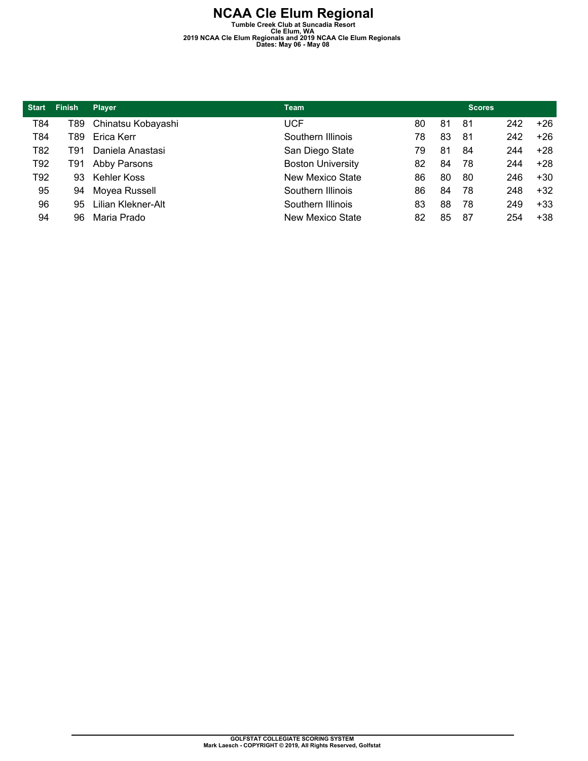# NCAA Cle Elum Regional

**Tumble Creek Club at Suncadia Resort**
**Cle Elum, WA**
**2019 NCAA Cle Elum Regionals and 2019 NCAA Cle Elum Regionals**
**Dates: May 06 - May 08**

| Start | Finish | Player | Team | Scores | | | | |
|---|---|---|---|---|---|---|---|---|
| T84 | T89 | Chinatsu Kobayashi | UCF | 80 | 81 | 81 | 242 | +26 |
| T84 | T89 | Erica Kerr | Southern Illinois | 78 | 83 | 81 | 242 | +26 |
| T82 | T91 | Daniela Anastasi | San Diego State | 79 | 81 | 84 | 244 | +28 |
| T92 | T91 | Abby Parsons | Boston University | 82 | 84 | 78 | 244 | +28 |
| T92 | 93 | Kehler Koss | New Mexico State | 86 | 80 | 80 | 246 | +30 |
| 95 | 94 | Moyea Russell | Southern Illinois | 86 | 84 | 78 | 248 | +32 |
| 96 | 95 | Lilian Klekner-Alt | Southern Illinois | 83 | 88 | 78 | 249 | +33 |
| 94 | 96 | Maria Prado | New Mexico State | 82 | 85 | 87 | 254 | +38 |

GOLFSTAT COLLEGIATE SCORING SYSTEM
Mark Laesch - COPYRIGHT © 2019, All Rights Reserved, Golfstat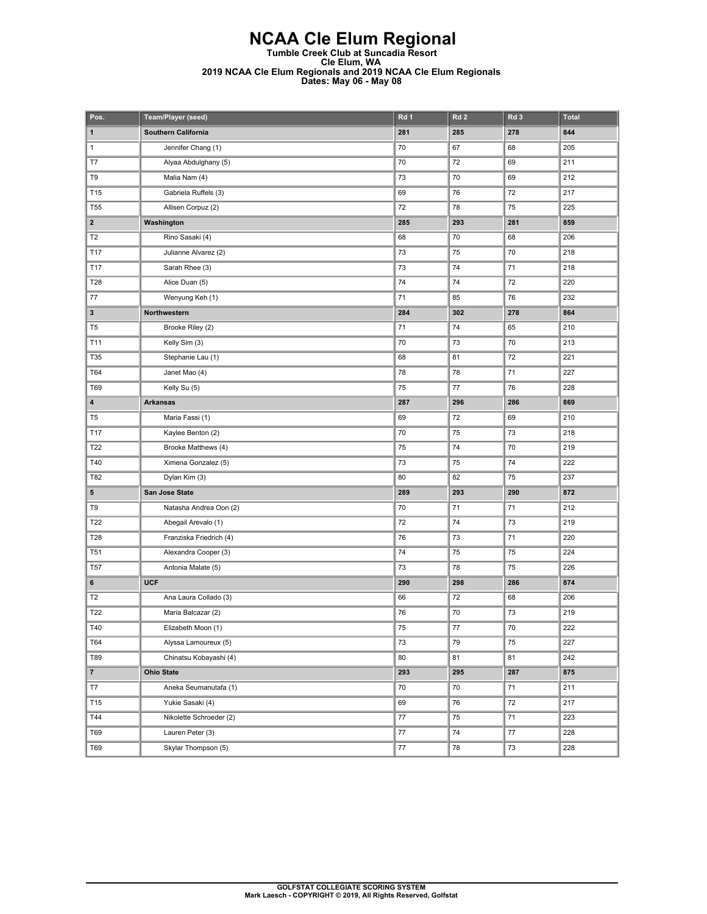# NCAA Cle Elum Regional

**Tumble Creek Club at Suncadia Resort**
**Cle Elum, WA**
**2019 NCAA Cle Elum Regionals and 2019 NCAA Cle Elum Regionals**
**Dates: May 06 - May 08**

| Pos. | Team/Player (seed) | Rd 1 | Rd 2 | Rd 3 | Total |
|---|---|---|---|---|---|
| **1** | **Southern California** | **281** | **285** | **278** | **844** |
| 1 | Jennifer Chang (1) | 70 | 67 | 68 | 205 |
| T7 | Alyaa Abdulghany (5) | 70 | 72 | 69 | 211 |
| T9 | Malia Nam (4) | 73 | 70 | 69 | 212 |
| T15 | Gabriela Ruffels (3) | 69 | 76 | 72 | 217 |
| T55 | Allisen Corpuz (2) | 72 | 78 | 75 | 225 |
| **2** | **Washington** | **285** | **293** | **281** | **859** |
| T2 | Rino Sasaki (4) | 68 | 70 | 68 | 206 |
| T17 | Julianne Alvarez (2) | 73 | 75 | 70 | 218 |
| T17 | Sarah Rhee (3) | 73 | 74 | 71 | 218 |
| T28 | Alice Duan (5) | 74 | 74 | 72 | 220 |
| 77 | Wenyung Keh (1) | 71 | 85 | 76 | 232 |
| **3** | **Northwestern** | **284** | **302** | **278** | **864** |
| T5 | Brooke Riley (2) | 71 | 74 | 65 | 210 |
| T11 | Kelly Sim (3) | 70 | 73 | 70 | 213 |
| T35 | Stephanie Lau (1) | 68 | 81 | 72 | 221 |
| T64 | Janet Mao (4) | 78 | 78 | 71 | 227 |
| T69 | Kelly Su (5) | 75 | 77 | 76 | 228 |
| **4** | **Arkansas** | **287** | **296** | **286** | **869** |
| T5 | Maria Fassi (1) | 69 | 72 | 69 | 210 |
| T17 | Kaylee Benton (2) | 70 | 75 | 73 | 218 |
| T22 | Brooke Matthews (4) | 75 | 74 | 70 | 219 |
| T40 | Ximena Gonzalez (5) | 73 | 75 | 74 | 222 |
| T82 | Dylan Kim (3) | 80 | 82 | 75 | 237 |
| **5** | **San Jose State** | **289** | **293** | **290** | **872** |
| T9 | Natasha Andrea Oon (2) | 70 | 71 | 71 | 212 |
| T22 | Abegail Arevalo (1) | 72 | 74 | 73 | 219 |
| T28 | Franziska Friedrich (4) | 76 | 73 | 71 | 220 |
| T51 | Alexandra Cooper (3) | 74 | 75 | 75 | 224 |
| T57 | Antonia Malate (5) | 73 | 78 | 75 | 226 |
| **6** | **UCF** | **290** | **298** | **286** | **874** |
| T2 | Ana Laura Collado (3) | 66 | 72 | 68 | 206 |
| T22 | Maria Balcazar (2) | 76 | 70 | 73 | 219 |
| T40 | Elizabeth Moon (1) | 75 | 77 | 70 | 222 |
| T64 | Alyssa Lamoureux (5) | 73 | 79 | 75 | 227 |
| T89 | Chinatsu Kobayashi (4) | 80 | 81 | 81 | 242 |
| **7** | **Ohio State** | **293** | **295** | **287** | **875** |
| T7 | Aneka Seumanutafa (1) | 70 | 70 | 71 | 211 |
| T15 | Yukie Sasaki (4) | 69 | 76 | 72 | 217 |
| T44 | Nikolette Schroeder (2) | 77 | 75 | 71 | 223 |
| T69 | Lauren Peter (3) | 77 | 74 | 77 | 228 |
| T69 | Skylar Thompson (5) | 77 | 78 | 73 | 228 |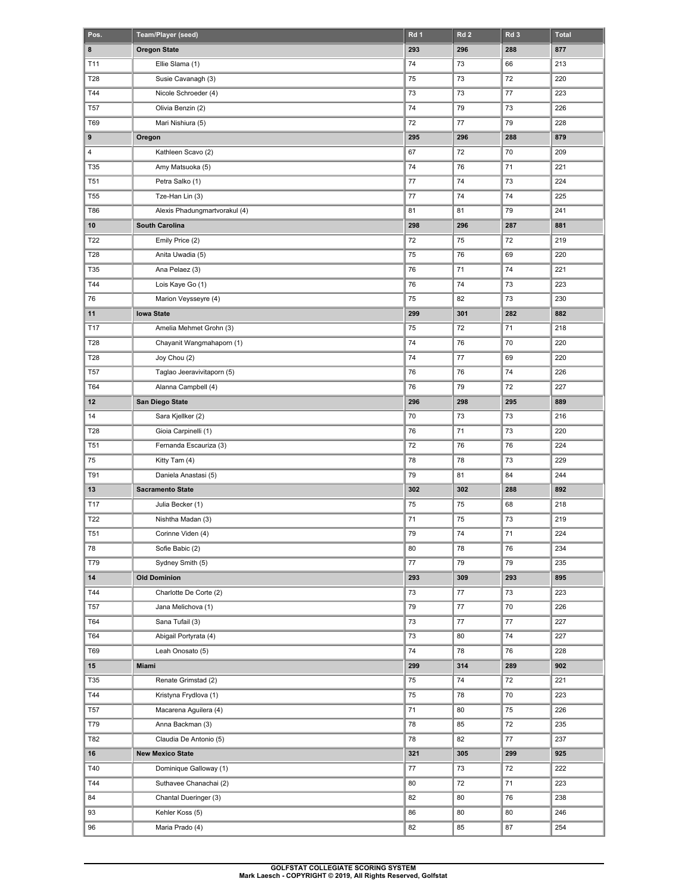| Pos. | Team/Player (seed) | Rd 1 | Rd 2 | Rd 3 | Total |
|---|---|---|---|---|---|
| **8** | **Oregon State** | **293** | **296** | **288** | **877** |
| T11 | Ellie Slama (1) | 74 | 73 | 66 | 213 |
| T28 | Susie Cavanagh (3) | 75 | 73 | 72 | 220 |
| T44 | Nicole Schroeder (4) | 73 | 73 | 77 | 223 |
| T57 | Olivia Benzin (2) | 74 | 79 | 73 | 226 |
| T69 | Mari Nishiura (5) | 72 | 77 | 79 | 228 |
| **9** | **Oregon** | **295** | **296** | **288** | **879** |
| 4 | Kathleen Scavo (2) | 67 | 72 | 70 | 209 |
| T35 | Amy Matsuoka (5) | 74 | 76 | 71 | 221 |
| T51 | Petra Salko (1) | 77 | 74 | 73 | 224 |
| T55 | Tze-Han Lin (3) | 77 | 74 | 74 | 225 |
| T86 | Alexis Phadungmartvorakul (4) | 81 | 81 | 79 | 241 |
| **10** | **South Carolina** | **298** | **296** | **287** | **881** |
| T22 | Emily Price (2) | 72 | 75 | 72 | 219 |
| T28 | Anita Uwadia (5) | 75 | 76 | 69 | 220 |
| T35 | Ana Pelaez (3) | 76 | 71 | 74 | 221 |
| T44 | Lois Kaye Go (1) | 76 | 74 | 73 | 223 |
| 76 | Marion Veysseyre (4) | 75 | 82 | 73 | 230 |
| **11** | **Iowa State** | **299** | **301** | **282** | **882** |
| T17 | Amelia Mehmet Grohn (3) | 75 | 72 | 71 | 218 |
| T28 | Chayanit Wangmahaporn (1) | 74 | 76 | 70 | 220 |
| T28 | Joy Chou (2) | 74 | 77 | 69 | 220 |
| T57 | Taglao Jeeravivitaporn (5) | 76 | 76 | 74 | 226 |
| T64 | Alanna Campbell (4) | 76 | 79 | 72 | 227 |
| **12** | **San Diego State** | **296** | **298** | **295** | **889** |
| 14 | Sara Kjellker (2) | 70 | 73 | 73 | 216 |
| T28 | Gioia Carpinelli (1) | 76 | 71 | 73 | 220 |
| T51 | Fernanda Escauriza (3) | 72 | 76 | 76 | 224 |
| 75 | Kitty Tam (4) | 78 | 78 | 73 | 229 |
| T91 | Daniela Anastasi (5) | 79 | 81 | 84 | 244 |
| **13** | **Sacramento State** | **302** | **302** | **288** | **892** |
| T17 | Julia Becker (1) | 75 | 75 | 68 | 218 |
| T22 | Nishtha Madan (3) | 71 | 75 | 73 | 219 |
| T51 | Corinne Viden (4) | 79 | 74 | 71 | 224 |
| 78 | Sofie Babic (2) | 80 | 78 | 76 | 234 |
| T79 | Sydney Smith (5) | 77 | 79 | 79 | 235 |
| **14** | **Old Dominion** | **293** | **309** | **293** | **895** |
| T44 | Charlotte De Corte (2) | 73 | 77 | 73 | 223 |
| T57 | Jana Melichova (1) | 79 | 77 | 70 | 226 |
| T64 | Sana Tufail (3) | 73 | 77 | 77 | 227 |
| T64 | Abigail Portyrata (4) | 73 | 80 | 74 | 227 |
| T69 | Leah Onosato (5) | 74 | 78 | 76 | 228 |
| **15** | **Miami** | **299** | **314** | **289** | **902** |
| T35 | Renate Grimstad (2) | 75 | 74 | 72 | 221 |
| T44 | Kristyna Frydlova (1) | 75 | 78 | 70 | 223 |
| T57 | Macarena Aguilera (4) | 71 | 80 | 75 | 226 |
| T79 | Anna Backman (3) | 78 | 85 | 72 | 235 |
| T82 | Claudia De Antonio (5) | 78 | 82 | 77 | 237 |
| **16** | **New Mexico State** | **321** | **305** | **299** | **925** |
| T40 | Dominique Galloway (1) | 77 | 73 | 72 | 222 |
| T44 | Suthavee Chanachai (2) | 80 | 72 | 71 | 223 |
| 84 | Chantal Dueringer (3) | 82 | 80 | 76 | 238 |
| 93 | Kehler Koss (5) | 86 | 80 | 80 | 246 |
| 96 | Maria Prado (4) | 82 | 85 | 87 | 254 |

**GOLFSTAT COLLEGIATE SCORING SYSTEM**
**Mark Laesch - COPYRIGHT © 2019, All Rights Reserved, Golfstat**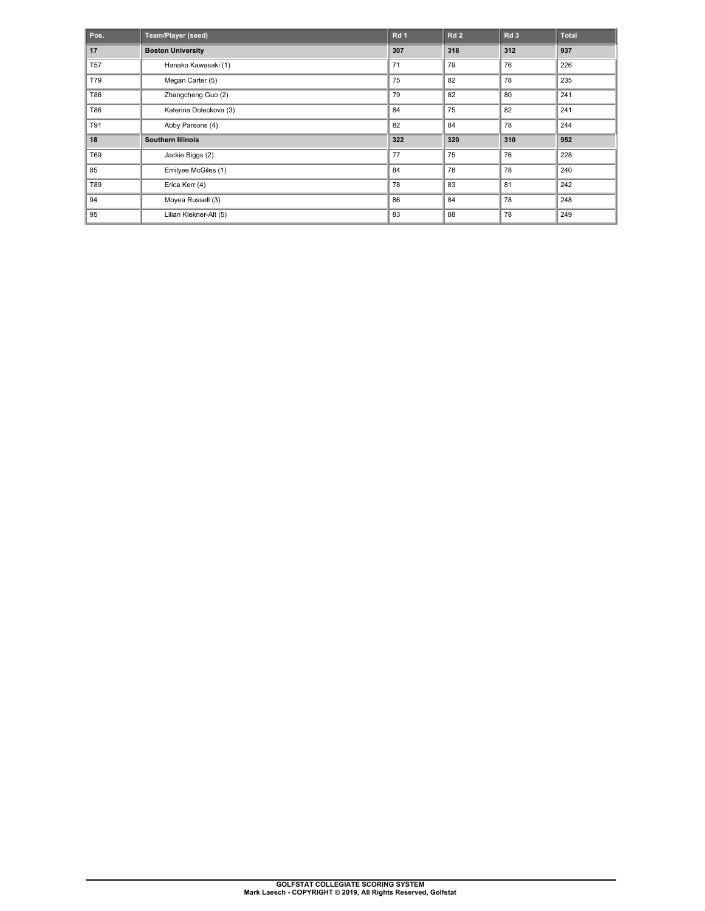| Pos. | Team/Player (seed) | Rd 1 | Rd 2 | Rd 3 | Total |
|---|---|---|---|---|---|
| **17** | **Boston University** | **307** | **318** | **312** | **937** |
| T57 | Hanako Kawasaki (1) | 71 | 79 | 76 | 226 |
| T79 | Megan Carter (5) | 75 | 82 | 78 | 235 |
| T86 | Zhangcheng Guo (2) | 79 | 82 | 80 | 241 |
| T86 | Katerina Doleckova (3) | 84 | 75 | 82 | 241 |
| T91 | Abby Parsons (4) | 82 | 84 | 78 | 244 |
| **18** | **Southern Illinois** | **322** | **320** | **310** | **952** |
| T69 | Jackie Biggs (2) | 77 | 75 | 76 | 228 |
| 85 | Emilyee McGiles (1) | 84 | 78 | 78 | 240 |
| T89 | Erica Kerr (4) | 78 | 83 | 81 | 242 |
| 94 | Moyea Russell (3) | 86 | 84 | 78 | 248 |
| 95 | Lilian Klekner-Alt (5) | 83 | 88 | 78 | 249 |

GOLFSTAT COLLEGIATE SCORING SYSTEM
Mark Laesch - COPYRIGHT © 2019, All Rights Reserved, Golfstat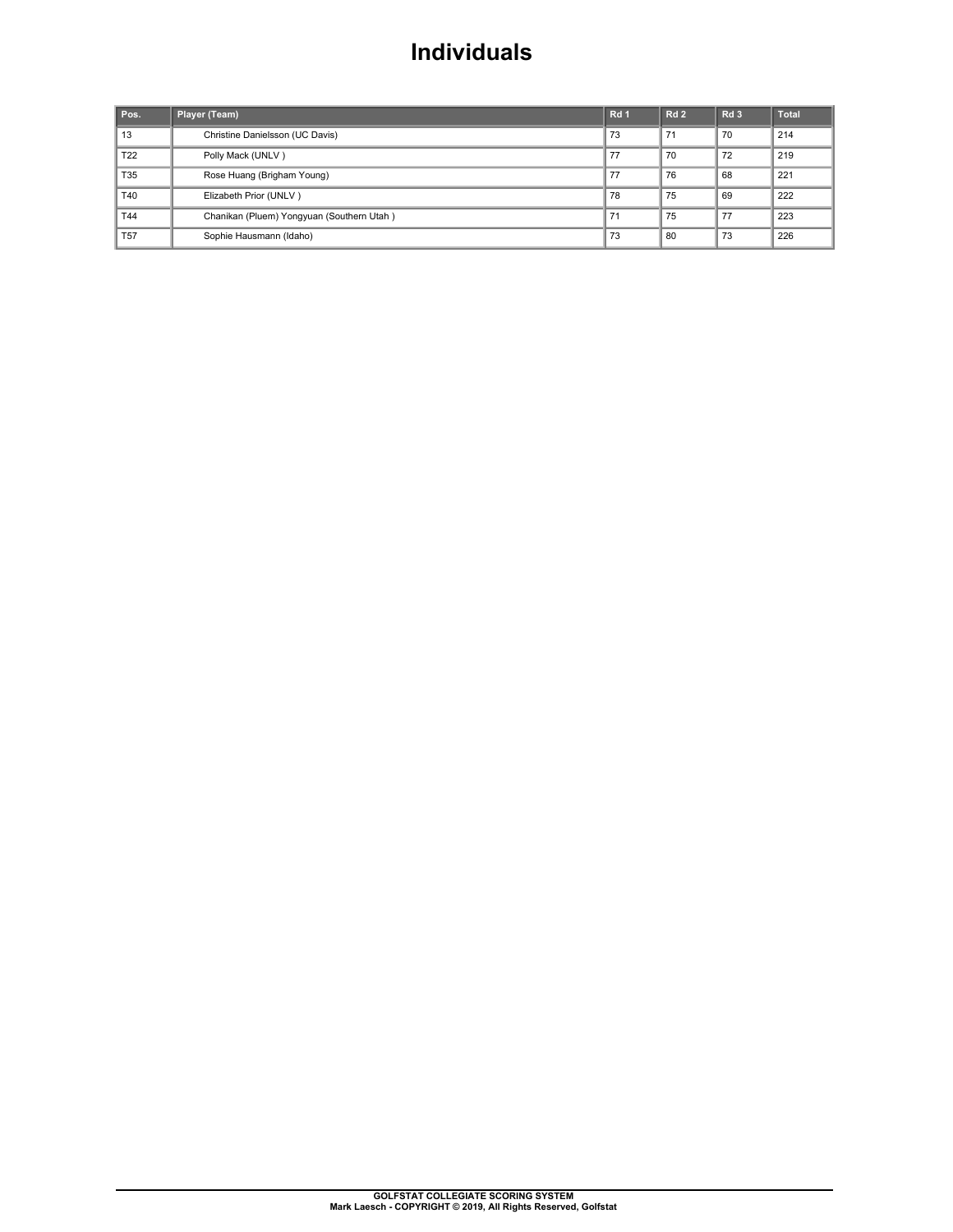# Individuals

| Pos. | Player (Team) | Rd 1 | Rd 2 | Rd 3 | Total |
|---|---|---|---|---|---|
| 13 | Christine Danielsson (UC Davis) | 73 | 71 | 70 | 214 |
| T22 | Polly Mack (UNLV ) | 77 | 70 | 72 | 219 |
| T35 | Rose Huang (Brigham Young) | 77 | 76 | 68 | 221 |
| T40 | Elizabeth Prior (UNLV ) | 78 | 75 | 69 | 222 |
| T44 | Chanikan (Pluem) Yongyuan (Southern Utah ) | 71 | 75 | 77 | 223 |
| T57 | Sophie Hausmann (Idaho) | 73 | 80 | 73 | 226 |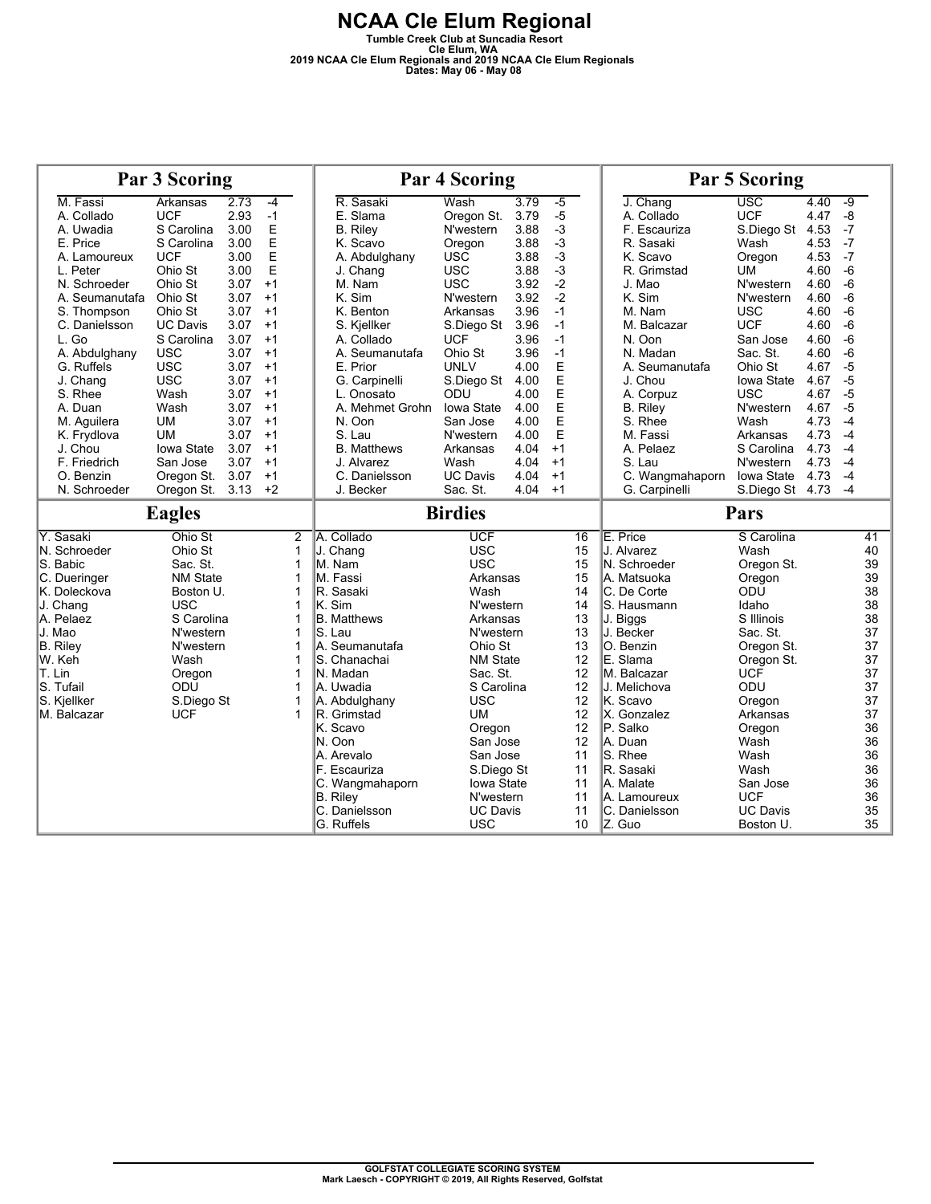# NCAA Cle Elum Regional

**Tumble Creek Club at Suncadia Resort**
**Cle Elum, WA**
**2019 NCAA Cle Elum Regionals and 2019 NCAA Cle Elum Regionals**
**Dates: May 06 - May 08**

## Par 3 Scoring

| Player | Team | Avg | To Par |
|---|---|---|---|
| M. Fassi | Arkansas | 2.73 | -4 |
| A. Collado | UCF | 2.93 | -1 |
| A. Uwadia | S Carolina | 3.00 | E |
| E. Price | S Carolina | 3.00 | E |
| A. Lamoureux | UCF | 3.00 | E |
| L. Peter | Ohio St | 3.00 | E |
| N. Schroeder | Ohio St | 3.07 | +1 |
| A. Seumanutafa | Ohio St | 3.07 | +1 |
| S. Thompson | Ohio St | 3.07 | +1 |
| C. Danielsson | UC Davis | 3.07 | +1 |
| L. Go | S Carolina | 3.07 | +1 |
| A. Abdulghany | USC | 3.07 | +1 |
| G. Ruffels | USC | 3.07 | +1 |
| J. Chang | USC | 3.07 | +1 |
| S. Rhee | Wash | 3.07 | +1 |
| A. Duan | Wash | 3.07 | +1 |
| M. Aguilera | UM | 3.07 | +1 |
| K. Frydlova | UM | 3.07 | +1 |
| J. Chou | Iowa State | 3.07 | +1 |
| F. Friedrich | San Jose | 3.07 | +1 |
| O. Benzin | Oregon St. | 3.07 | +1 |
| N. Schroeder | Oregon St. | 3.13 | +2 |

## Par 4 Scoring

| Player | Team | Avg | To Par |
|---|---|---|---|
| R. Sasaki | Wash | 3.79 | -5 |
| E. Slama | Oregon St. | 3.79 | -5 |
| B. Riley | N'western | 3.88 | -3 |
| K. Scavo | Oregon | 3.88 | -3 |
| A. Abdulghany | USC | 3.88 | -3 |
| J. Chang | USC | 3.88 | -3 |
| M. Nam | USC | 3.92 | -2 |
| K. Sim | N'western | 3.92 | -2 |
| K. Benton | Arkansas | 3.96 | -1 |
| S. Kjellker | S.Diego St | 3.96 | -1 |
| A. Collado | UCF | 3.96 | -1 |
| A. Seumanutafa | Ohio St | 3.96 | -1 |
| E. Prior | UNLV | 4.00 | E |
| G. Carpinelli | S.Diego St | 4.00 | E |
| L. Onosato | ODU | 4.00 | E |
| A. Mehmet Grohn | Iowa State | 4.00 | E |
| N. Oon | San Jose | 4.00 | E |
| S. Lau | N'western | 4.00 | E |
| B. Matthews | Arkansas | 4.04 | +1 |
| J. Alvarez | Wash | 4.04 | +1 |
| C. Danielsson | UC Davis | 4.04 | +1 |
| J. Becker | Sac. St. | 4.04 | +1 |

## Par 5 Scoring

| Player | Team | Avg | To Par |
|---|---|---|---|
| J. Chang | USC | 4.40 | -9 |
| A. Collado | UCF | 4.47 | -8 |
| F. Escauriza | S.Diego St | 4.53 | -7 |
| R. Sasaki | Wash | 4.53 | -7 |
| K. Scavo | Oregon | 4.53 | -7 |
| R. Grimstad | UM | 4.60 | -6 |
| J. Mao | N'western | 4.60 | -6 |
| K. Sim | N'western | 4.60 | -6 |
| M. Nam | USC | 4.60 | -6 |
| M. Balcazar | UCF | 4.60 | -6 |
| N. Oon | San Jose | 4.60 | -6 |
| N. Madan | Sac. St. | 4.60 | -6 |
| A. Seumanutafa | Ohio St | 4.67 | -5 |
| J. Chou | Iowa State | 4.67 | -5 |
| A. Corpuz | USC | 4.67 | -5 |
| B. Riley | N'western | 4.67 | -5 |
| S. Rhee | Wash | 4.73 | -4 |
| M. Fassi | Arkansas | 4.73 | -4 |
| A. Pelaez | S Carolina | 4.73 | -4 |
| S. Lau | N'western | 4.73 | -4 |
| C. Wangmahaporn | Iowa State | 4.73 | -4 |
| G. Carpinelli | S.Diego St | 4.73 | -4 |

## Eagles

| Player | Team | Eagles |
|---|---|---|
| Y. Sasaki | Ohio St | 2 |
| N. Schroeder | Ohio St | 1 |
| S. Babic | Sac. St. | 1 |
| C. Dueringer | NM State | 1 |
| K. Doleckova | Boston U. | 1 |
| J. Chang | USC | 1 |
| A. Pelaez | S Carolina | 1 |
| J. Mao | N'western | 1 |
| B. Riley | N'western | 1 |
| W. Keh | Wash | 1 |
| T. Lin | Oregon | 1 |
| S. Tufail | ODU | 1 |
| S. Kjellker | S.Diego St | 1 |
| M. Balcazar | UCF | 1 |

## Birdies

| Player | Team | Birdies |
|---|---|---|
| A. Collado | UCF | 16 |
| J. Chang | USC | 15 |
| M. Nam | USC | 15 |
| M. Fassi | Arkansas | 15 |
| R. Sasaki | Wash | 14 |
| K. Sim | N'western | 14 |
| B. Matthews | Arkansas | 13 |
| S. Lau | N'western | 13 |
| A. Seumanutafa | Ohio St | 13 |
| S. Chanachai | NM State | 12 |
| N. Madan | Sac. St. | 12 |
| A. Uwadia | S Carolina | 12 |
| A. Abdulghany | USC | 12 |
| R. Grimstad | UM | 12 |
| K. Scavo | Oregon | 12 |
| N. Oon | San Jose | 12 |
| A. Arevalo | San Jose | 11 |
| F. Escauriza | S.Diego St | 11 |
| C. Wangmahaporn | Iowa State | 11 |
| B. Riley | N'western | 11 |
| C. Danielsson | UC Davis | 11 |
| G. Ruffels | USC | 10 |

## Pars

| Player | Team | Pars |
|---|---|---|
| E. Price | S Carolina | 41 |
| J. Alvarez | Wash | 40 |
| N. Schroeder | Oregon St. | 39 |
| A. Matsuoka | Oregon | 39 |
| C. De Corte | ODU | 38 |
| S. Hausmann | Idaho | 38 |
| J. Biggs | S Illinois | 38 |
| J. Becker | Sac. St. | 37 |
| O. Benzin | Oregon St. | 37 |
| E. Slama | Oregon St. | 37 |
| M. Balcazar | UCF | 37 |
| J. Melichova | ODU | 37 |
| K. Scavo | Oregon | 37 |
| X. Gonzalez | Arkansas | 37 |
| P. Salko | Oregon | 36 |
| A. Duan | Wash | 36 |
| S. Rhee | Wash | 36 |
| R. Sasaki | Wash | 36 |
| A. Malate | San Jose | 36 |
| A. Lamoureux | UCF | 36 |
| C. Danielsson | UC Davis | 35 |
| Z. Guo | Boston U. | 35 |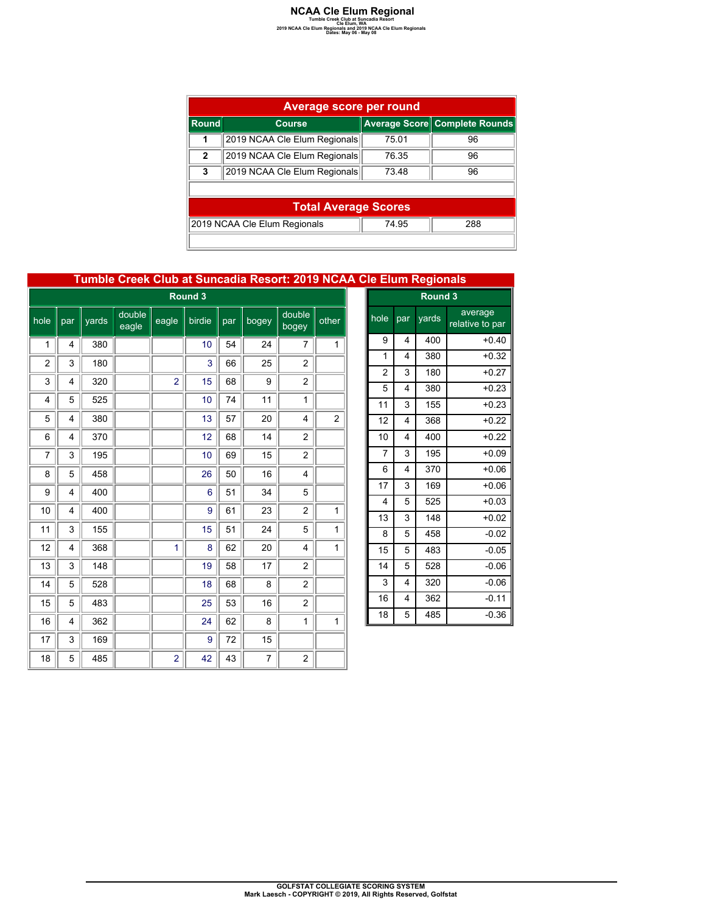# NCAA Cle Elum Regional

Tumble Creek Club at Suncadia Resort
Cle Elum, WA
2019 NCAA Cle Elum Regionals and 2019 NCAA Cle Elum Regionals
Dates: May 06 - May 08

## Average score per round

| Round | Course | Average Score | Complete Rounds |
|---|---|---|---|
| 1 | 2019 NCAA Cle Elum Regionals | 75.01 | 96 |
| 2 | 2019 NCAA Cle Elum Regionals | 76.35 | 96 |
| 3 | 2019 NCAA Cle Elum Regionals | 73.48 | 96 |

## Total Average Scores

| Course | Average Score | Complete Rounds |
|---|---|---|
| 2019 NCAA Cle Elum Regionals | 74.95 | 288 |

## Tumble Creek Club at Suncadia Resort: 2019 NCAA Cle Elum Regionals

### Round 3

| hole | par | yards | double eagle | eagle | birdie | par | bogey | double bogey | other |
|---|---|---|---|---|---|---|---|---|---|
| 1 | 4 | 380 | | | 10 | 54 | 24 | 7 | 1 |
| 2 | 3 | 180 | | | 3 | 66 | 25 | 2 | |
| 3 | 4 | 320 | | 2 | 15 | 68 | 9 | 2 | |
| 4 | 5 | 525 | | | 10 | 74 | 11 | 1 | |
| 5 | 4 | 380 | | | 13 | 57 | 20 | 4 | 2 |
| 6 | 4 | 370 | | | 12 | 68 | 14 | 2 | |
| 7 | 3 | 195 | | | 10 | 69 | 15 | 2 | |
| 8 | 5 | 458 | | | 26 | 50 | 16 | 4 | |
| 9 | 4 | 400 | | | 6 | 51 | 34 | 5 | |
| 10 | 4 | 400 | | | 9 | 61 | 23 | 2 | 1 |
| 11 | 3 | 155 | | | 15 | 51 | 24 | 5 | 1 |
| 12 | 4 | 368 | | 1 | 8 | 62 | 20 | 4 | 1 |
| 13 | 3 | 148 | | | 19 | 58 | 17 | 2 | |
| 14 | 5 | 528 | | | 18 | 68 | 8 | 2 | |
| 15 | 5 | 483 | | | 25 | 53 | 16 | 2 | |
| 16 | 4 | 362 | | | 24 | 62 | 8 | 1 | 1 |
| 17 | 3 | 169 | | | 9 | 72 | 15 | | |
| 18 | 5 | 485 | | 2 | 42 | 43 | 7 | 2 | |

### Round 3

| hole | par | yards | average relative to par |
|---|---|---|---|
| 9 | 4 | 400 | +0.40 |
| 1 | 4 | 380 | +0.32 |
| 2 | 3 | 180 | +0.27 |
| 5 | 4 | 380 | +0.23 |
| 11 | 3 | 155 | +0.23 |
| 12 | 4 | 368 | +0.22 |
| 10 | 4 | 400 | +0.22 |
| 7 | 3 | 195 | +0.09 |
| 6 | 4 | 370 | +0.06 |
| 17 | 3 | 169 | +0.06 |
| 4 | 5 | 525 | +0.03 |
| 13 | 3 | 148 | +0.02 |
| 8 | 5 | 458 | -0.02 |
| 15 | 5 | 483 | -0.05 |
| 14 | 5 | 528 | -0.06 |
| 3 | 4 | 320 | -0.06 |
| 16 | 4 | 362 | -0.11 |
| 18 | 5 | 485 | -0.36 |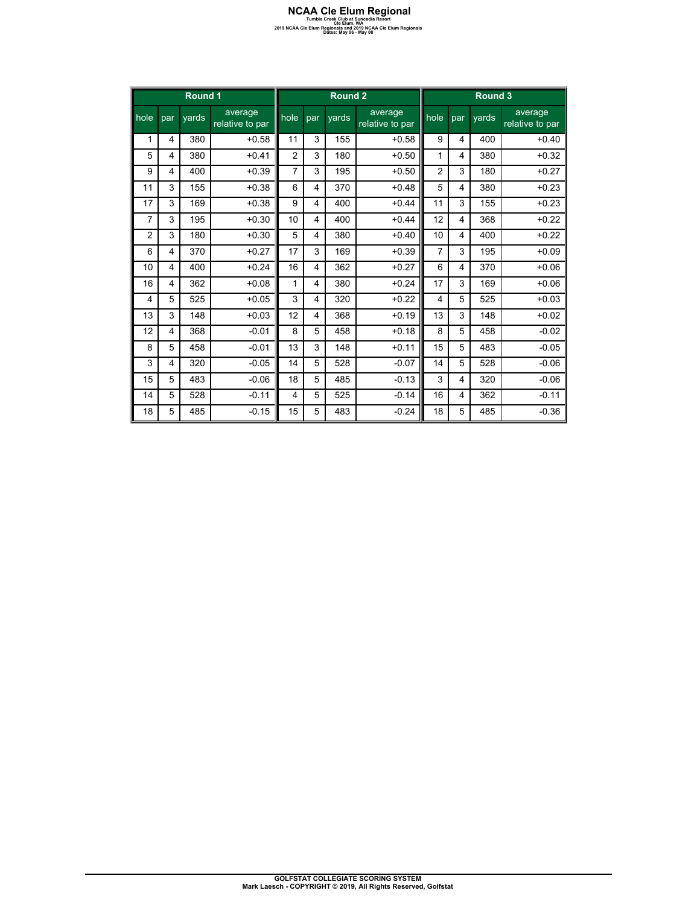# NCAA Cle Elum Regional

**Tumble Creek Club at Suncadia Resort**
**Cle Elum, WA**
**2019 NCAA Cle Elum Regionals and 2019 NCAA Cle Elum Regionals**
**Dates: May 06 - May 08**

| Round 1 | | | | Round 2 | | | | Round 3 | | | |
|---|---|---|---|---|---|---|---|---|---|---|---|
| hole | par | yards | average relative to par | hole | par | yards | average relative to par | hole | par | yards | average relative to par |
| 1 | 4 | 380 | +0.58 | 11 | 3 | 155 | +0.58 | 9 | 4 | 400 | +0.40 |
| 5 | 4 | 380 | +0.41 | 2 | 3 | 180 | +0.50 | 1 | 4 | 380 | +0.32 |
| 9 | 4 | 400 | +0.39 | 7 | 3 | 195 | +0.50 | 2 | 3 | 180 | +0.27 |
| 11 | 3 | 155 | +0.38 | 6 | 4 | 370 | +0.48 | 5 | 4 | 380 | +0.23 |
| 17 | 3 | 169 | +0.38 | 9 | 4 | 400 | +0.44 | 11 | 3 | 155 | +0.23 |
| 7 | 3 | 195 | +0.30 | 10 | 4 | 400 | +0.44 | 12 | 4 | 368 | +0.22 |
| 2 | 3 | 180 | +0.30 | 5 | 4 | 380 | +0.40 | 10 | 4 | 400 | +0.22 |
| 6 | 4 | 370 | +0.27 | 17 | 3 | 169 | +0.39 | 7 | 3 | 195 | +0.09 |
| 10 | 4 | 400 | +0.24 | 16 | 4 | 362 | +0.27 | 6 | 4 | 370 | +0.06 |
| 16 | 4 | 362 | +0.08 | 1 | 4 | 380 | +0.24 | 17 | 3 | 169 | +0.06 |
| 4 | 5 | 525 | +0.05 | 3 | 4 | 320 | +0.22 | 4 | 5 | 525 | +0.03 |
| 13 | 3 | 148 | +0.03 | 12 | 4 | 368 | +0.19 | 13 | 3 | 148 | +0.02 |
| 12 | 4 | 368 | -0.01 | 8 | 5 | 458 | +0.18 | 8 | 5 | 458 | -0.02 |
| 8 | 5 | 458 | -0.01 | 13 | 3 | 148 | +0.11 | 15 | 5 | 483 | -0.05 |
| 3 | 4 | 320 | -0.05 | 14 | 5 | 528 | -0.07 | 14 | 5 | 528 | -0.06 |
| 15 | 5 | 483 | -0.06 | 18 | 5 | 485 | -0.13 | 3 | 4 | 320 | -0.06 |
| 14 | 5 | 528 | -0.11 | 4 | 5 | 525 | -0.14 | 16 | 4 | 362 | -0.11 |
| 18 | 5 | 485 | -0.15 | 15 | 5 | 483 | -0.24 | 18 | 5 | 485 | -0.36 |

**GOLFSTAT COLLEGIATE SCORING SYSTEM**
**Mark Laesch - COPYRIGHT © 2019, All Rights Reserved, Golfstat**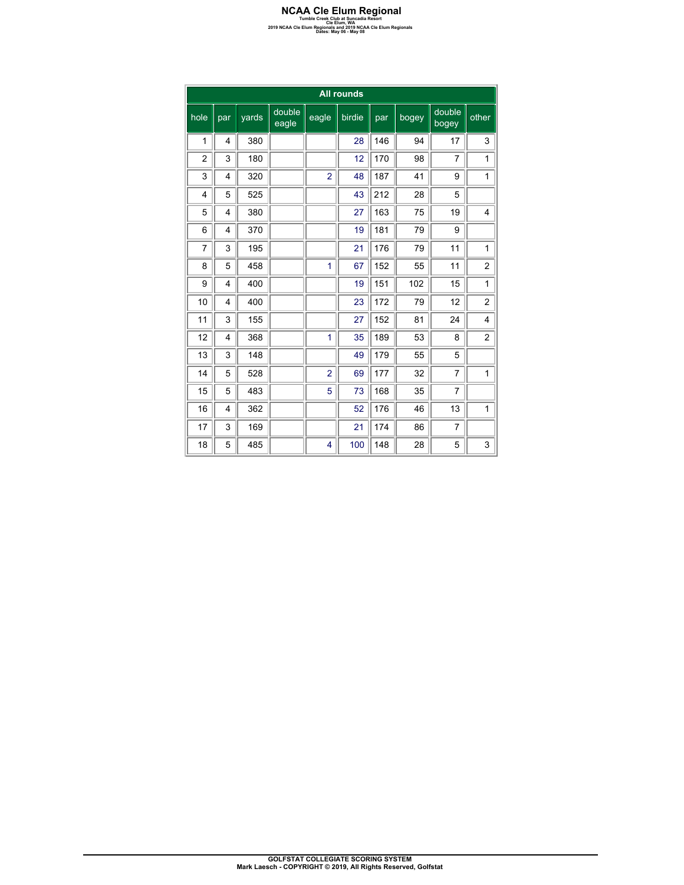# NCAA Cle Elum Regional

**Tumble Creek Club at Suncadia Resort**
**Cle Elum, WA**
**2019 NCAA Cle Elum Regionals and 2019 NCAA Cle Elum Regionals**
**Dates: May 06 - May 08**

| All rounds | | | | | | | | | |
|---|---|---|---|---|---|---|---|---|---|
| hole | par | yards | double eagle | eagle | birdie | par | bogey | double bogey | other |
| 1 | 4 | 380 | | | 28 | 146 | 94 | 17 | 3 |
| 2 | 3 | 180 | | | 12 | 170 | 98 | 7 | 1 |
| 3 | 4 | 320 | | 2 | 48 | 187 | 41 | 9 | 1 |
| 4 | 5 | 525 | | | 43 | 212 | 28 | 5 | |
| 5 | 4 | 380 | | | 27 | 163 | 75 | 19 | 4 |
| 6 | 4 | 370 | | | 19 | 181 | 79 | 9 | |
| 7 | 3 | 195 | | | 21 | 176 | 79 | 11 | 1 |
| 8 | 5 | 458 | | 1 | 67 | 152 | 55 | 11 | 2 |
| 9 | 4 | 400 | | | 19 | 151 | 102 | 15 | 1 |
| 10 | 4 | 400 | | | 23 | 172 | 79 | 12 | 2 |
| 11 | 3 | 155 | | | 27 | 152 | 81 | 24 | 4 |
| 12 | 4 | 368 | | 1 | 35 | 189 | 53 | 8 | 2 |
| 13 | 3 | 148 | | | 49 | 179 | 55 | 5 | |
| 14 | 5 | 528 | | 2 | 69 | 177 | 32 | 7 | 1 |
| 15 | 5 | 483 | | 5 | 73 | 168 | 35 | 7 | |
| 16 | 4 | 362 | | | 52 | 176 | 46 | 13 | 1 |
| 17 | 3 | 169 | | | 21 | 174 | 86 | 7 | |
| 18 | 5 | 485 | | 4 | 100 | 148 | 28 | 5 | 3 |

GOLFSTAT COLLEGIATE SCORING SYSTEM
Mark Laesch - COPYRIGHT © 2019, All Rights Reserved, Golfstat